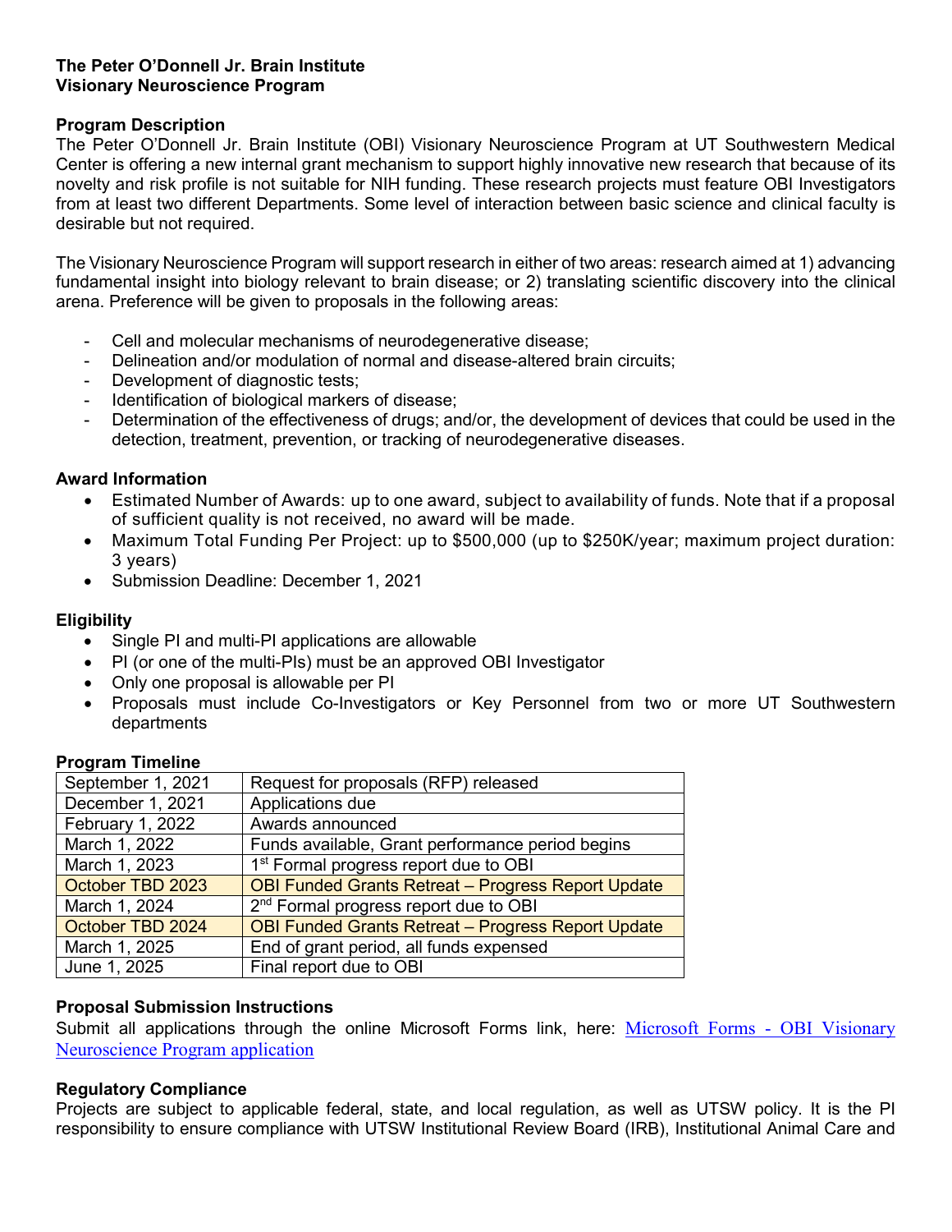**The Peter O'Donnell Jr. Brain Institute**
**Visionary Neuroscience Program**

**Program Description**

The Peter O'Donnell Jr. Brain Institute (OBI) Visionary Neuroscience Program at UT Southwestern Medical Center is offering a new internal grant mechanism to support highly innovative new research that because of its novelty and risk profile is not suitable for NIH funding. These research projects must feature OBI Investigators from at least two different Departments. Some level of interaction between basic science and clinical faculty is desirable but not required.

The Visionary Neuroscience Program will support research in either of two areas: research aimed at 1) advancing fundamental insight into biology relevant to brain disease; or 2) translating scientific discovery into the clinical arena. Preference will be given to proposals in the following areas:

- Cell and molecular mechanisms of neurodegenerative disease;
- Delineation and/or modulation of normal and disease-altered brain circuits;
- Development of diagnostic tests;
- Identification of biological markers of disease;
- Determination of the effectiveness of drugs; and/or, the development of devices that could be used in the detection, treatment, prevention, or tracking of neurodegenerative diseases.

**Award Information**

- Estimated Number of Awards: up to one award, subject to availability of funds. Note that if a proposal of sufficient quality is not received, no award will be made.
- Maximum Total Funding Per Project: up to $500,000 (up to $250K/year; maximum project duration: 3 years)
- Submission Deadline: December 1, 2021

**Eligibility**

- Single PI and multi-PI applications are allowable
- PI (or one of the multi-PIs) must be an approved OBI Investigator
- Only one proposal is allowable per PI
- Proposals must include Co-Investigators or Key Personnel from two or more UT Southwestern departments

**Program Timeline**

| Date | Event |
|---|---|
| September 1, 2021 | Request for proposals (RFP) released |
| December 1, 2021 | Applications due |
| February 1, 2022 | Awards announced |
| March 1, 2022 | Funds available, Grant performance period begins |
| March 1, 2023 | 1st Formal progress report due to OBI |
| October TBD 2023 | OBI Funded Grants Retreat – Progress Report Update |
| March 1, 2024 | 2nd Formal progress report due to OBI |
| October TBD 2024 | OBI Funded Grants Retreat – Progress Report Update |
| March 1, 2025 | End of grant period, all funds expensed |
| June 1, 2025 | Final report due to OBI |

**Proposal Submission Instructions**

Submit all applications through the online Microsoft Forms link, here: [Microsoft Forms - OBI Visionary Neuroscience Program application]

**Regulatory Compliance**

Projects are subject to applicable federal, state, and local regulation, as well as UTSW policy. It is the PI responsibility to ensure compliance with UTSW Institutional Review Board (IRB), Institutional Animal Care and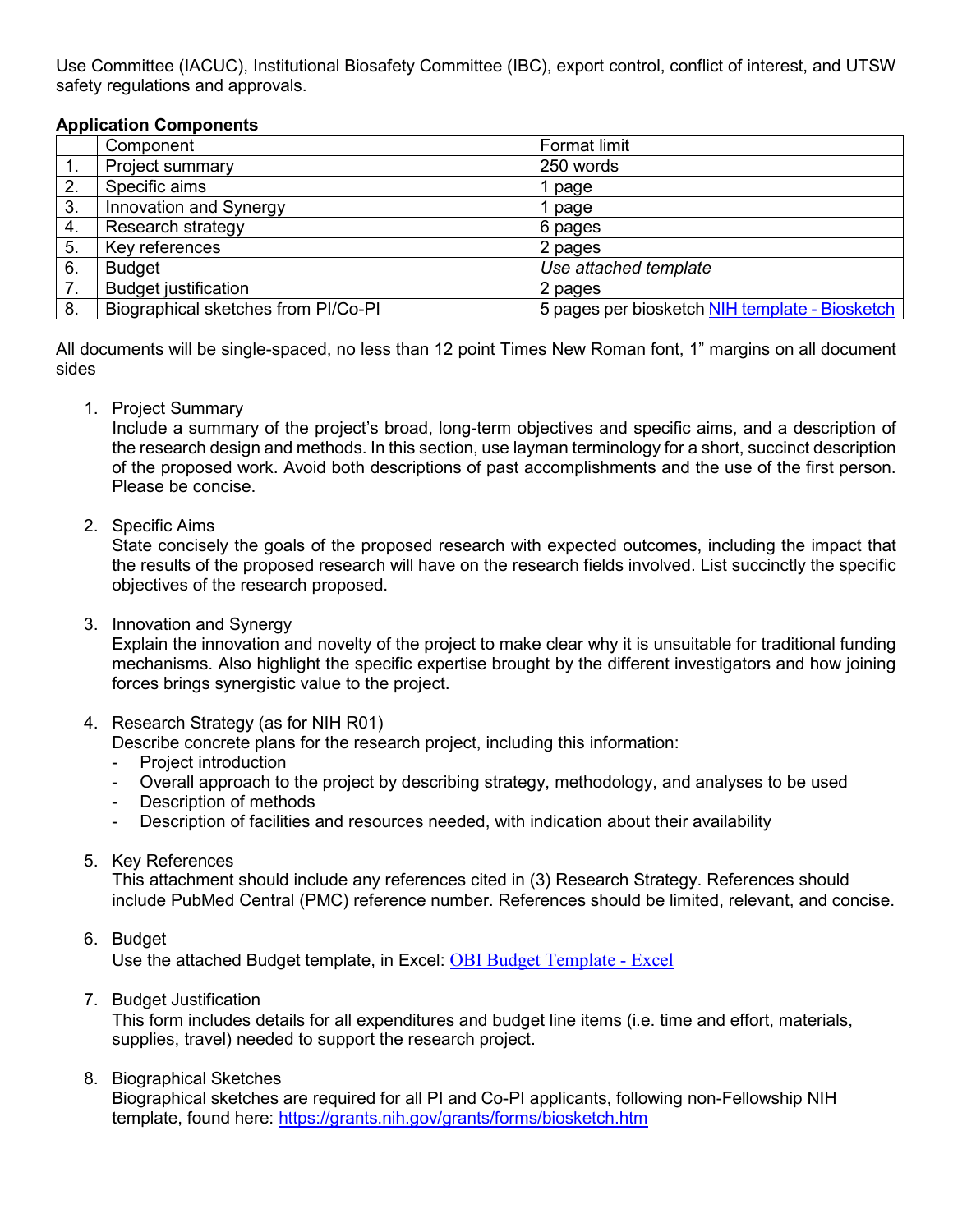Use Committee (IACUC), Institutional Biosafety Committee (IBC), export control, conflict of interest, and UTSW safety regulations and approvals.

**Application Components**

| | Component | Format limit |
|---|---|---|
| 1. | Project summary | 250 words |
| 2. | Specific aims | 1 page |
| 3. | Innovation and Synergy | 1 page |
| 4. | Research strategy | 6 pages |
| 5. | Key references | 2 pages |
| 6. | Budget | *Use attached template* |
| 7. | Budget justification | 2 pages |
| 8. | Biographical sketches from PI/Co-PI | 5 pages per biosketch NIH template - Biosketch |

All documents will be single-spaced, no less than 12 point Times New Roman font, 1" margins on all document sides

1. Project Summary
   Include a summary of the project's broad, long-term objectives and specific aims, and a description of the research design and methods. In this section, use layman terminology for a short, succinct description of the proposed work. Avoid both descriptions of past accomplishments and the use of the first person. Please be concise.

2. Specific Aims
   State concisely the goals of the proposed research with expected outcomes, including the impact that the results of the proposed research will have on the research fields involved. List succinctly the specific objectives of the research proposed.

3. Innovation and Synergy
   Explain the innovation and novelty of the project to make clear why it is unsuitable for traditional funding mechanisms. Also highlight the specific expertise brought by the different investigators and how joining forces brings synergistic value to the project.

4. Research Strategy (as for NIH R01)
   Describe concrete plans for the research project, including this information:
   - Project introduction
   - Overall approach to the project by describing strategy, methodology, and analyses to be used
   - Description of methods
   - Description of facilities and resources needed, with indication about their availability

5. Key References
   This attachment should include any references cited in (3) Research Strategy. References should include PubMed Central (PMC) reference number. References should be limited, relevant, and concise.

6. Budget
   Use the attached Budget template, in Excel: OBI Budget Template - Excel

7. Budget Justification
   This form includes details for all expenditures and budget line items (i.e. time and effort, materials, supplies, travel) needed to support the research project.

8. Biographical Sketches
   Biographical sketches are required for all PI and Co-PI applicants, following non-Fellowship NIH template, found here: https://grants.nih.gov/grants/forms/biosketch.htm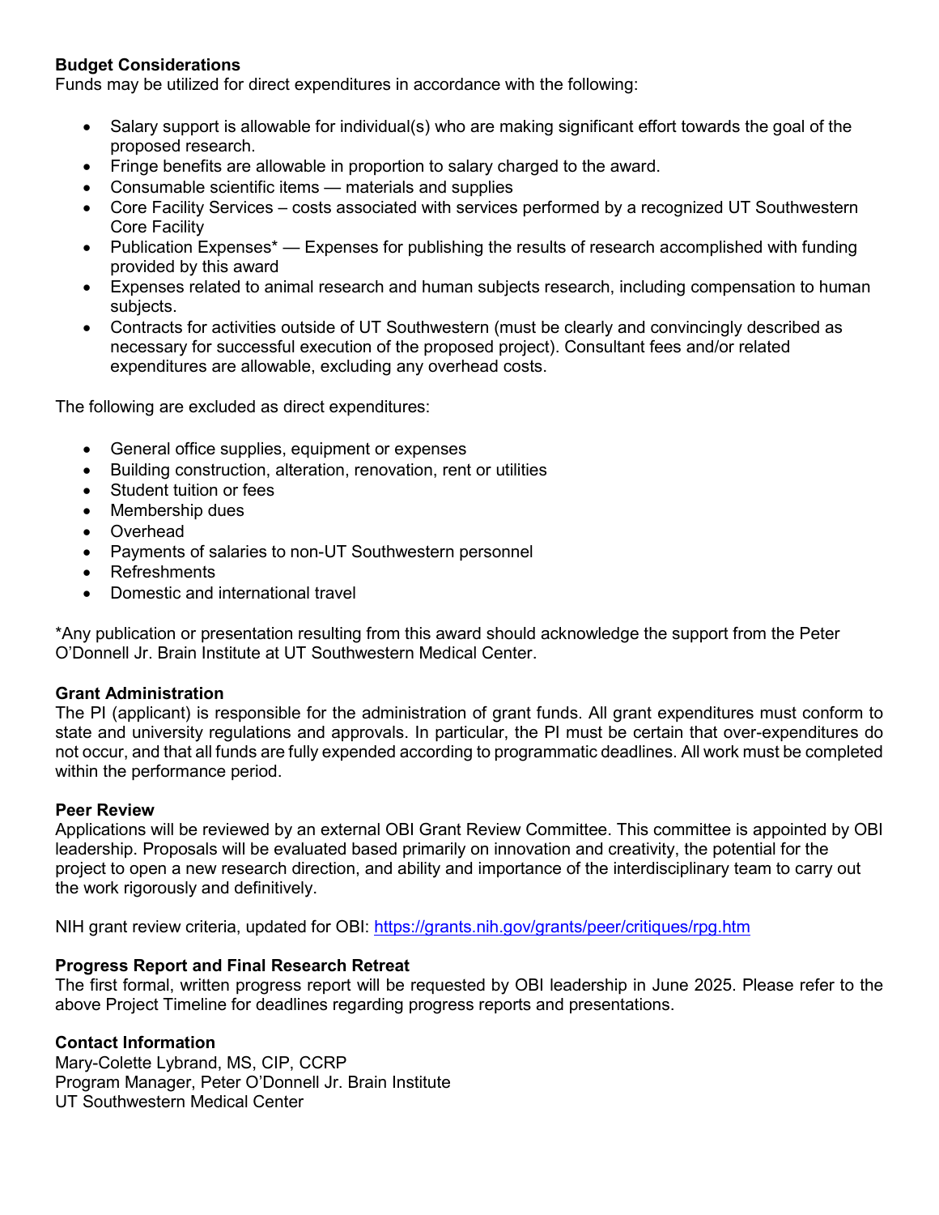**Budget Considerations**

Funds may be utilized for direct expenditures in accordance with the following:

- Salary support is allowable for individual(s) who are making significant effort towards the goal of the proposed research.
- Fringe benefits are allowable in proportion to salary charged to the award.
- Consumable scientific items — materials and supplies
- Core Facility Services – costs associated with services performed by a recognized UT Southwestern Core Facility
- Publication Expenses* — Expenses for publishing the results of research accomplished with funding provided by this award
- Expenses related to animal research and human subjects research, including compensation to human subjects.
- Contracts for activities outside of UT Southwestern (must be clearly and convincingly described as necessary for successful execution of the proposed project). Consultant fees and/or related expenditures are allowable, excluding any overhead costs.

The following are excluded as direct expenditures:

- General office supplies, equipment or expenses
- Building construction, alteration, renovation, rent or utilities
- Student tuition or fees
- Membership dues
- Overhead
- Payments of salaries to non-UT Southwestern personnel
- Refreshments
- Domestic and international travel

*Any publication or presentation resulting from this award should acknowledge the support from the Peter O'Donnell Jr. Brain Institute at UT Southwestern Medical Center.

**Grant Administration**

The PI (applicant) is responsible for the administration of grant funds. All grant expenditures must conform to state and university regulations and approvals. In particular, the PI must be certain that over-expenditures do not occur, and that all funds are fully expended according to programmatic deadlines. All work must be completed within the performance period.

**Peer Review**

Applications will be reviewed by an external OBI Grant Review Committee. This committee is appointed by OBI leadership. Proposals will be evaluated based primarily on innovation and creativity, the potential for the project to open a new research direction, and ability and importance of the interdisciplinary team to carry out the work rigorously and definitively.

NIH grant review criteria, updated for OBI: https://grants.nih.gov/grants/peer/critiques/rpg.htm

**Progress Report and Final Research Retreat**

The first formal, written progress report will be requested by OBI leadership in June 2025. Please refer to the above Project Timeline for deadlines regarding progress reports and presentations.

**Contact Information**

Mary-Colette Lybrand, MS, CIP, CCRP
Program Manager, Peter O'Donnell Jr. Brain Institute
UT Southwestern Medical Center